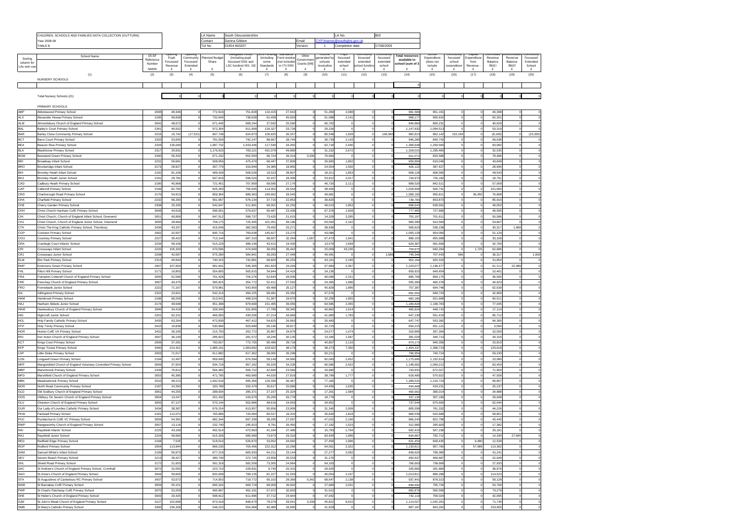CHILDREN, SCHOOLS AND FAMILIES DATA COLLECTION (OUTTURN)
Year 2008-09
TABLE B

| LA Name | South Gloucestershire | | LA No. | 803 |
|---|---|---|---|---|
| Contact | Davina Gibbon | Email | CYP.finance@southglos.gov.uk | |
| Tel No. | 01454 863207 | Version | 1 | Completion date | 17/08/2009 |

| Sorting column for LAs own use | School Name | DCSF Reference Number NNNN | Opening Pupil Focussed Revenue £ | Opening Community Focussed Extended £ | Planned Budget Share £ | Delegated Funds (Including pupil focussed SSG and LSC funding) I01 I02 £ | SEN Funding (including some Standards £ | Standards Fund residue (not included in I73) I05 £ | Other Government Grants (I06) £ | Income generated by schools (excluding £ | Pupil focussed extended school £ | Community focussed extended school funding £ | Community focussed extended school £ | Total resources available to school (sum of 3 £ | School Expenditure (does not include £ | Community focussed school expenditure £ | Capital Expenditure from Revenue £ | Committed Revenue Balance (B01) £ | Uncommitted Revenue Balance (B02) £ | Community Focussed Extended School £ |
|---|---|---|---|---|---|---|---|---|---|---|---|---|---|---|---|---|---|---|---|---|
| | (1) | (2) | (3) | (4) | (5) | (6) | (7) | (8) | (9) | (10) | (11) | (12) | (13) | (14) | (15) | (16) | (17) | (18) | (19) | (20) |
| | NURSERY SCHOOLS | | | | | | | | | | | | | | | | | | | |
| | | | | | | | | | | | | | | 0 | | | | | | |
| | Total Nursery Schools (21) | | 0 | 0 | 0 | 0 | 0 | 0 | 0 | 0 | 0 | 0 | 0 | 0 | 0 | 0 | 0 | 0 | 0 | 0 |
| | PRIMARY SCHOOLS | | | | | | | | | | | | | | | | | | | |
| ABP | Abbotswood Primary School | 2008 | 48,346 | 0 | 772,616 | 751,828 | 110,415 | 27,642 | 0 | 51,280 | 2,098 | 0 | 0 | 991,589 | 951,191 | 0 | 0 | 40,398 | 0 | 0 |
| ALX | Alexander Hosea Primary School | 2185 | 69,838 | 0 | 732,644 | 738,639 | 61,458 | 45,003 | 0 | 51,098 | 2,141 | 0 | 0 | 968,177 | 905,915 | 0 | 0 | 62,261 | 0 | 0 |
| ALM | Almondsbury Church of England Primary School | 3042 | 48,672 | 0 | 871,445 | 868,244 | 37,592 | 25,590 | 0 | 60,763 | 0 | 0 | 0 | 840,860 | 800,231 | 0 | 0 | 40,629 | 0 | 0 |
| BAL | Bailey's Court Primary School | 2341 | 46,552 | 0 | 972,304 | 911,999 | 126,327 | 33,728 | 0 | 29,226 | 0 | 0 | 0 | 1,147,832 | 1,094,513 | 0 | 0 | 53,319 | 0 | 0 |
| BAR | Barley Close Community Primary School | 2216 | 15,742 | (17,521) | 667,748 | 624,873 | 100,625 | 30,257 | 0 | 80,548 | 1,928 | 0 | 146,360 | 982,813 | 862,142 | 152,169 | 0 | (8,169) | 0 | (23,330) |
| BCT | Barrs Court Primary School | 2333 | 53,835 | 0 | 781,559 | 742,147 | 88,667 | 28,749 | 0 | 30,739 | 2,143 | 0 | 0 | 946,280 | 849,742 | 0 | 0 | 96,538 | 0 | 0 |
| BEA | Beacon Rise Primary School | 2329 | 136,049 | 0 | 1,087,752 | 1,033,436 | 117,549 | 34,455 | 0 | 62,718 | 2,440 | 0 | 0 | 1,386,648 | 1,293,566 | 0 | 0 | 93,082 | 0 | 0 |
| BLA | Blackhorse Primary School | 2317 | 29,931 | 0 | 1,176,923 | 783,221 | 431,079 | 49,880 | 0 | 31,232 | 2,672 | 0 | 0 | 1,328,015 | 1,295,480 | 0 | 0 | 32,535 | 0 | 0 |
| BOW | Bowsland Green Primary School | 2340 | 56,332 | 0 | 671,232 | 652,593 | 96,724 | 26,319 | 3,200 | 76,904 | 0 | 0 | 0 | 912,072 | 833,586 | 0 | 0 | 78,486 | 0 | 0 |
| BRI | Broadway Infant School | 2231 | 59,681 | 0 | 508,056 | 475,470 | 68,447 | 27,809 | 0 | 26,685 | 1,802 | 0 | 0 | 659,894 | 619,046 | 0 | 0 | 40,849 | 0 | 0 |
| BRO | Brockeridge Infant School | 2173 | 28,927 | 0 | 307,779 | 316,849 | 34,385 | 19,865 | 0 | 24,504 | 1,592 | 0 | 0 | 426,122 | 397,427 | 0 | 0 | 28,695 | 0 | 0 |
| BHI | Bromley Heath Infant School | 2192 | 81,106 | 0 | 489,428 | 508,528 | 19,523 | 28,807 | 0 | 18,311 | 1,853 | 0 | 0 | 658,128 | 608,585 | 0 | 0 | 49,543 | 0 | 0 |
| BHJ | Bromley Heath Junior School | 2191 | 29,781 | 0 | 597,616 | 598,520 | 32,437 | 28,306 | 0 | 53,912 | 2,017 | 0 | 0 | 744,973 | 726,182 | 0 | 0 | 18,791 | 0 | 0 |
| CAD | Cadbury Heath Primary School | 2180 | 45,968 | 0 | 721,451 | 707,959 | 69,585 | 27,176 | 0 | 46,720 | 2,111 | 0 | 0 | 899,520 | 842,511 | 0 | 0 | 57,009 | 0 | 0 |
| CAP | Callicroft Primary School | 2166 | 82,765 | 0 | 825,283 | 766,645 | 114,002 | 26,544 | 0 | 38,450 | 0 | 0 | 0 | 1,028,406 | 926,741 | 0 | 0 | 101,665 | 0 | 0 |
| CRD | Charborough Road Primary School | 2170 | 54,913 | 0 | 859,364 | 688,363 | 249,662 | 26,545 | 0 | 49,681 | 0 | 0 | 0 | 1,069,165 | 955,811 | 0 | 36,455 | 76,898 | 0 | 0 |
| CHA | Charfield Primary School | 2232 | 66,260 | 0 | 561,067 | 576,134 | 37,716 | 22,853 | 0 | 36,820 | 0 | 0 | 0 | 739,783 | 653,873 | 0 | 0 | 85,910 | 0 | 0 |
| CHE | Cherry Garden Primary School | 2308 | 25,335 | 0 | 542,647 | 511,891 | 69,301 | 32,250 | 0 | 48,013 | 1,853 | 0 | 0 | 688,643 | 639,591 | 0 | 0 | 49,052 | 0 | 0 |
| CHH | Christ Church Hanham CofE Primary School | 3048 | 44,618 | 0 | 596,561 | 579,637 | 60,487 | 23,438 | 0 | 67,376 | 1,928 | 0 | 0 | 777,485 | 727,890 | 0 | 0 | 49,595 | 0 | 0 |
| CHI | Christ Church, Church of England Infant School, Downend | 3051 | 40,806 | 0 | 647,512 | 598,737 | 73,425 | 21,615 | 0 | 14,329 | 3,285 | 0 | 0 | 752,197 | 701,611 | 0 | 0 | 50,586 | 0 | 0 |
| CHJ | Christ Church, Church of England Junior School, Downend | 3050 | 28,994 | 0 | 758,175 | 725,405 | 101,051 | 48,186 | 0 | 63,592 | 2,162 | 0 | 0 | 969,390 | 914,583 | 0 | 0 | 54,807 | 0 | 0 |
| CTK | Christ The King Catholic Primary School, Thornbury | 3436 | 43,337 | 0 | 416,049 | 382,583 | 79,492 | 25,271 | 0 | 38,939 | 0 | 0 | 0 | 569,623 | 538,238 | 0 | 0 | 30,317 | 1,068 | 0 |
| COP | Coniston Primary School | 2002 | 32,507 | 0 | 845,716 | 760,638 | 145,627 | 23,270 | 0 | 43,086 | 0 | 0 | 0 | 1,005,128 | 954,000 | 0 | 0 | 51,129 | 0 | 0 |
| COU | Courtney Primary School | 2227 | 30,422 | 0 | 713,144 | 687,310 | 68,607 | 32,264 | 1,067 | 67,473 | 1,941 | 0 | 0 | 889,103 | 855,998 | 0 | 0 | 33,106 | 0 | 0 |
| CRA | Cranleigh Court Infants' School | 2234 | 58,106 | 0 | 515,229 | 488,146 | 43,412 | 19,430 | 0 | 13,579 | 1,694 | 0 | 0 | 624,367 | 581,606 | 0 | 0 | 42,760 | 0 | 0 |
| CRI | Crossways Infant School | 2220 | 105,333 | 0 | 470,596 | 474,600 | 30,055 | 26,442 | 0 | 25,009 | 43,235 | 0 | 0 | 704,675 | 640,264 | 0 | 1,725 | 62,686 | 0 | 0 |
| CRJ | Crossways Junior School | 2208 | 42,697 | 0 | 575,280 | 584,841 | 39,283 | 27,448 | 0 | 49,491 | 0 | 0 | 1,586 | 745,346 | 707,443 | 586 | 0 | 36,317 | 0 | 1,000 |
| ELM | Elm Park Primary School | 2313 | 49,944 | 0 | 740,315 | 742,881 | 68,820 | 45,253 | 0 | 43,101 | 2,165 | 0 | 0 | 952,164 | 920,310 | 0 | 0 | 31,854 | 0 | 0 |
| EMP | Emersons Green Primary School | 2007 | 107,604 | 0 | 991,641 | 546,305 | 491,824 | 24,294 | 0 | 47,684 | 2,367 | 0 | 0 | 1,220,077 | 1,136,477 | 0 | 0 | 61,111 | 22,489 | 0 |
| FHL | Filton Hill Primary School | 2171 | 10,803 | 0 | 554,805 | 565,615 | 34,944 | 24,416 | 0 | 24,136 | 0 | 0 | 0 | 659,915 | 649,454 | 0 | 0 | 10,461 | 0 | 0 |
| FRA | Frampton Cotterell Church of England Primary School | 3045 | 52,596 | 0 | 701,428 | 704,276 | 62,644 | 28,006 | 0 | 46,096 | 2,151 | 0 | 0 | 895,769 | 859,175 | 0 | 0 | 36,594 | 0 | 0 |
| FRE | Frenchay Church of England Primary School | 3067 | 44,475 | 0 | 395,815 | 354,772 | 52,411 | 27,592 | 0 | 24,365 | 1,686 | 0 | 0 | 505,300 | 460,378 | 0 | 0 | 44,923 | 0 | 0 |
| FRO | Fromebank Junior School | 2222 | 71,167 | 0 | 579,981 | 543,900 | 69,468 | 25,127 | 0 | 45,829 | 1,896 | 0 | 0 | 757,387 | 694,748 | 0 | 0 | 62,639 | 0 | 0 |
| GIL | Gillingstool Primary School | 2322 | 23,921 | 0 | 542,214 | 494,225 | 99,481 | 26,350 | 0 | 47,576 | 0 | 0 | 0 | 691,552 | 648,743 | 0 | 0 | 42,809 | 0 | 0 |
| HAM | Hambrook Primary School | 2186 | 68,200 | 0 | 513,541 | 498,524 | 51,367 | 29,976 | 0 | 32,258 | 1,855 | 0 | 0 | 682,180 | 621,668 | 0 | 0 | 60,511 | 0 | 0 |
| HAJ | Hanham Abbots Junior School | 2174 | 49,648 | 0 | 951,398 | 879,699 | 151,495 | 39,056 | 0 | 64,585 | 2,355 | 0 | 0 | 1,186,828 | 1,109,783 | 0 | 0 | 77,045 | 0 | 0 |
| HAW | Hawkesbury Church of England Primary School | 3046 | 34,418 | 0 | 328,340 | 331,805 | 17,780 | 39,345 | 0 | 40,862 | 1,614 | 0 | 0 | 465,824 | 448,710 | 0 | 0 | 17,114 | 0 | 0 |
| HIG | Highcroft Junior School | 2201 | 62,151 | 0 | 466,583 | 430,036 | 67,214 | 43,966 | 0 | 41,980 | 1,783 | 0 | 0 | 647,130 | 551,419 | 0 | 0 | 95,712 | 0 | 0 |
| HOL | Holy Family Catholic Primary School | 3435 | 63,264 | 0 | 472,839 | 467,412 | 54,625 | 26,983 | 0 | 35,483 | 0 | 0 | 0 | 647,747 | 553,382 | 0 | 0 | 94,365 | 0 | 0 |
| HTP | Holy Trinity Primary School | 3410 | 19,838 | 0 | 530,994 | 503,689 | 69,146 | 28,817 | 0 | 32,725 | 0 | 0 | 0 | 654,215 | 651,121 | 0 | 0 | 3,094 | 0 | 0 |
| HOR | Horton CofE VA Primary School | 3431 | 30,195 | 0 | 215,750 | 202,772 | 35,897 | 24,979 | 0 | 24,577 | 1,474 | 0 | 0 | 319,895 | 287,394 | 0 | 0 | 32,500 | 0 | 0 |
| IRO | Iron Acton Church of England Primary School | 3047 | 36,149 | 0 | 286,822 | 281,572 | 18,246 | 30,135 | 0 | 13,340 | 1,587 | 0 | 0 | 381,029 | 346,713 | 0 | 0 | 34,316 | 0 | 0 |
| KCT | Kings Court Primary School | 2006 | 37,281 | 0 | 793,557 | 772,755 | 90,496 | 29,718 | 0 | 40,807 | 2,116 | 0 | 0 | 973,173 | 949,358 | 0 | 0 | 23,815 | 0 | 0 |
| KFP | Kings' Forest Primary School | 3440 | 214,421 | 0 | 1,085,161 | 1,083,092 | 103,022 | 48,179 | 0 | 38,273 | 7,350 | 0 | 0 | 1,494,337 | 1,368,719 | 0 | 0 | 125,618 | 0 | 0 |
| LSP | Little Stoke Primary School | 2003 | 71,017 | 0 | 611,882 | 617,362 | 38,065 | 20,298 | 0 | 50,212 | 0 | 0 | 0 | 796,954 | 740,724 | 0 | 0 | 56,230 | 0 | 0 |
| LON | Longwell Green Primary School | 2194 | 12,497 | 0 | 959,640 | 974,594 | 59,149 | 34,980 | 0 | 92,043 | 2,452 | 0 | 0 | 1,175,695 | 1,152,614 | 0 | 0 | 23,080 | 0 | 0 |
| MFP | Mangotsfield Church of England Voluntary Controlled Primary School | 3049 | 37,924 | 0 | 934,718 | 957,182 | 56,320 | 34,228 | 0 | 60,586 | 2,422 | 0 | 0 | 1,148,662 | 1,066,212 | 0 | 0 | 82,450 | 0 | 0 |
| MBP | Manorbrook Primary School | 2339 | 76,812 | 0 | 564,482 | 566,722 | 42,840 | 23,566 | 0 | 33,990 | 0 | 0 | 0 | 743,931 | 672,027 | 0 | 0 | 71,904 | 0 | 0 |
| MFD | Marshfield Church of England Primary School | 3053 | 45,385 | 0 | 471,785 | 460,680 | 44,020 | 27,819 | 0 | 38,799 | 1,777 | 0 | 0 | 618,480 | 570,922 | 0 | 0 | 47,558 | 0 | 0 |
| MBK | Meadowbrook Primary School | 2010 | 48,213 | 0 | 1,042,919 | 995,356 | 129,330 | 36,467 | 0 | 77,165 | 0 | 0 | 0 | 1,286,531 | 1,216,724 | 0 | 0 | 69,807 | 0 | 0 |
| NOR | North Road Community Primary School | 2187 | 24,393 | 0 | 332,479 | 333,789 | 35,617 | 25,886 | 0 | 24,459 | 1,635 | 0 | 0 | 444,468 | 419,231 | 0 | 0 | 25,237 | 0 | 0 |
| OLD | Old Sodbury Church of England Primary School | 3061 | 44,255 | 0 | 288,934 | 285,371 | 27,167 | 25,324 | 0 | 17,201 | 1,584 | 0 | 0 | 400,902 | 366,014 | 0 | 0 | 34,888 | 0 | 0 |
| OOS | Oldbury On Severn Church of England Primary School | 3054 | 13,247 | 0 | 251,432 | 243,070 | 35,265 | 26,778 | 0 | 18,779 | 0 | 0 | 0 | 337,139 | 307,190 | 0 | 0 | 29,948 | 0 | 0 |
| OLV | Olveston Church of England Primary School | 3055 | 67,127 | 0 | 570,144 | 562,886 | 48,616 | 24,063 | 0 | 34,952 | 0 | 0 | 0 | 737,644 | 675,600 | 0 | 0 | 62,044 | 0 | 0 |
| OUR | Our Lady of Lourdes Catholic Primary School | 3434 | 38,387 | 0 | 676,154 | 615,957 | 95,956 | 23,909 | 0 | 31,340 | 2,009 | 0 | 0 | 805,558 | 761,332 | 0 | 0 | 44,226 | 0 | 0 |
| PKW | Parkwall Primary School | 2181 | 112,072 | 0 | 765,886 | 720,084 | 80,527 | 19,202 | 0 | 35,830 | 1,824 | 0 | 0 | 969,539 | 910,689 | 0 | 0 | 58,851 | 0 | 0 |
| PUC | Pucklechurch CofE VC Primary School | 3058 | 54,391 | 0 | 682,344 | 697,339 | 38,295 | 27,097 | 0 | 47,015 | 2,106 | 0 | 0 | 866,243 | 822,798 | 0 | 0 | 43,445 | 0 | 0 |
| RWP | Rangeworthy Church of England Primary School | 3057 | 13,116 | 0 | 232,740 | 245,923 | 8,781 | 26,450 | 0 | 17,192 | 1,523 | 0 | 0 | 312,985 | 295,603 | 0 | 0 | 17,382 | 0 | 0 |
| RAI | Raysfield Infants' School | 2225 | 43,189 | 0 | 462,514 | 472,963 | 41,194 | 27,486 | 0 | 15,793 | 1,794 | 0 | 0 | 602,419 | 567,238 | 0 | 0 | 35,181 | 0 | 0 |
| RAJ | Raysfield Junior School | 2224 | 59,683 | 0 | 615,326 | 585,990 | 73,973 | 29,310 | 0 | 83,934 | 1,996 | 0 | 0 | 834,887 | 792,712 | 0 | 0 | 14,330 | 27,845 | 0 |
| RED | Redfield Edge Primary School | 2168 | 7,535 | 0 | 518,516 | 526,870 | 33,002 | 34,682 | 0 | 27,459 | 1,906 | 0 | 0 | 631,454 | 609,435 | 0 | 9,480 | 12,539 | 0 | 0 |
| ROP | Rodford Primary School | 2004 | 113,944 | 0 | 866,235 | 705,406 | 222,312 | 22,266 | 0 | 64,561 | 2,322 | 0 | 0 | 1,130,811 | 957,760 | 0 | 57,689 | 115,362 | 0 | 0 |
| SAM | Samuel White's Infant School | 2199 | 58,973 | 0 | 677,218 | 665,933 | 64,211 | 23,144 | 0 | 27,277 | 2,082 | 0 | 0 | 839,620 | 798,380 | 0 | 0 | 41,241 | 0 | 0 |
| SEV | Severn Beach Primary School | 2213 | 39,427 | 0 | 380,740 | 372,745 | 23,656 | 25,533 | 0 | 31,276 | 0 | 0 | 0 | 492,637 | 469,687 | 0 | 0 | 22,949 | 0 | 0 |
| SHL | Shield Road Primary School | 2172 | 21,653 | 0 | 591,318 | 582,558 | 73,305 | 24,984 | 0 | 64,103 | 0 | 0 | 0 | 766,603 | 738,669 | 0 | 0 | 27,933 | 0 | 0 |
| SAC | St Andrew's Church of England Primary School, Cromhall | 3072 | 32,055 | 0 | 223,710 | 228,831 | 9,740 | 20,315 | 0 | 29,920 | 0 | 0 | 0 | 320,860 | 281,884 | 0 | 0 | 38,976 | 0 | 0 |
| SAO | St Anne's Church of England Primary School | 3044 | 59,605 | 0 | 820,008 | 799,135 | 81,227 | 31,593 | 0 | 40,054 | 2,197 | 0 | 0 | 1,013,811 | 899,288 | 0 | 0 | 114,523 | 0 | 0 |
| STA | St Augustines of Canterbury RC Primary School | 3437 | 53,072 | 0 | 714,053 | 719,772 | 60,102 | 28,369 | 5,342 | 68,647 | 2,138 | 0 | 0 | 937,441 | 878,313 | 0 | 0 | 59,128 | 0 | 0 |
| WAR | St Barnabas CofE Primary School | 3059 | 55,151 | 0 | 695,324 | 660,719 | 68,009 | 26,902 | 0 | 27,680 | 2,031 | 0 | 0 | 849,492 | 795,726 | 0 | 0 | 53,766 | 0 | 0 |
| PWP | St Chad's Patchway CofE Primary School | 3070 | 53,259 | 0 | 495,897 | 491,191 | 57,072 | 32,833 | 0 | 31,522 | 0 | 0 | 0 | 665,878 | 595,599 | 0 | 0 | 70,278 | 0 | 0 |
| SHE | St Helen's Church of England Primary School | 3043 | 20,425 | 0 | 598,912 | 611,998 | 37,712 | 24,944 | 0 | 47,042 | 0 | 0 | 0 | 742,119 | 700,024 | 0 | 0 | 42,095 | 0 | 0 |
| SJM | St John's Mead Church of England Primary School | 3127 | 102,696 | 0 | 873,418 | 848,679 | 78,379 | 28,641 | 3,200 | 45,822 | 6,610 | 0 | 0 | 1,114,027 | 1,042,281 | 0 | 0 | 71,746 | 0 | 0 |
| SMB | St Mary's Catholic Primary School | 3300 | 236,206 | 0 | 548,223 | 554,968 | 40,480 | 33,685 | 0 | 31,828 | 0 | 0 | 0 | 897,167 | 663,262 | 0 | 0 | 233,905 | 0 | 0 |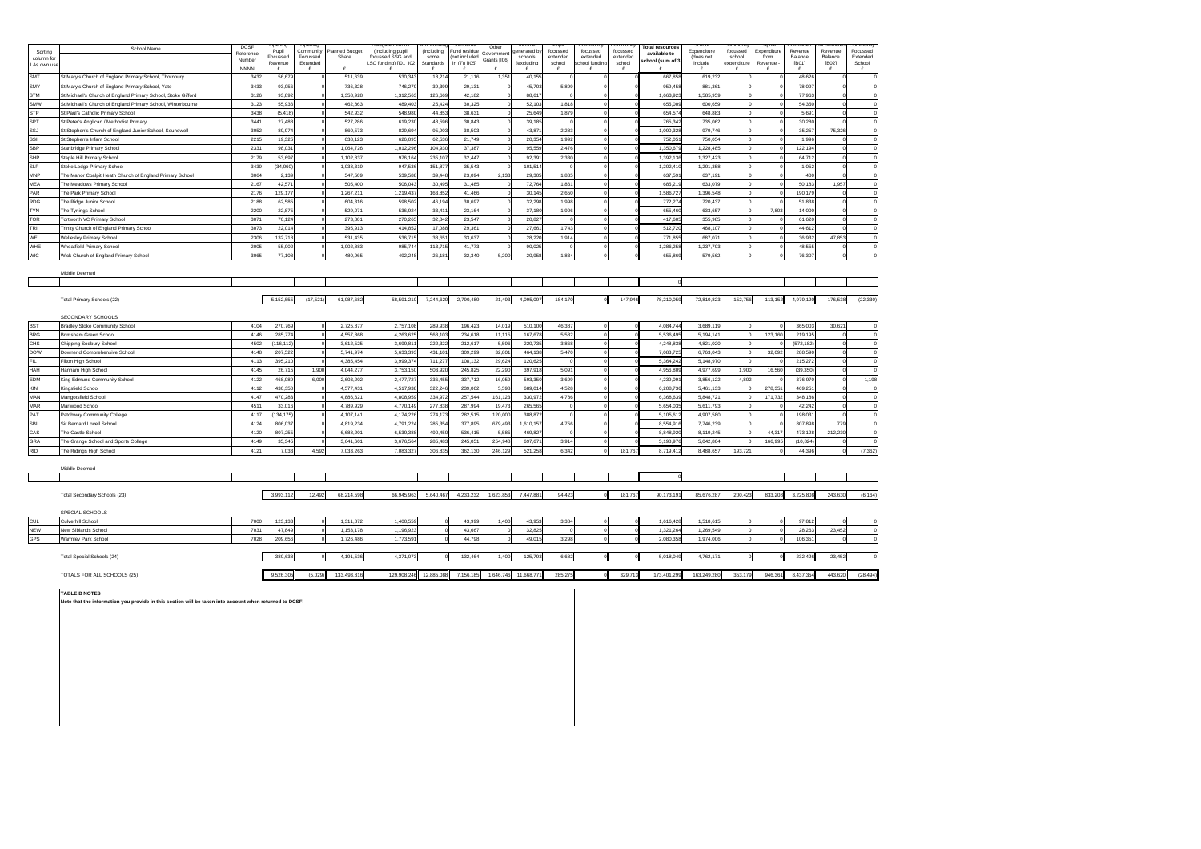| Sorting column for LAs own use | School Name | DCSF Reference Number NNNN | Opening Pupil Focussed Revenue £ | Opening Community Focussed Extended £ | Planned Budget Share £ | Delegated Funds (Including pupil focussed SSG and LSC funding) I01, I02 £ | SEN Funding (including some Standards £ | Standards Fund residue (not included in I7) I05) £ | Other Government Grants [I06] £ | Income generated by schools (excluding £ | Pupil focussed extended school £ | Community focussed extended school funding £ | Community focussed extended school £ | Total resources available to school (sum of 3 £ | School Expenditure (does not include £ | Community focussed school expenditure £ | Capital Expenditure from Revenue £ | Committed Revenue Balance B01 £ | Uncommitted Revenue Balance B02 £ | Community Focussed Extended School £ |
|---|---|---|---|---|---|---|---|---|---|---|---|---|---|---|---|---|---|---|---|---|
| SMT | St Mary's Church of England Primary School, Thornbury | 3432 | 56,679 | 0 | 511,639 | 530,343 | 18,214 | 21,116 | 1,351 | 40,155 | 0 | 0 | 0 | 667,858 | 619,232 | 0 | 0 | 48,626 | 0 | 0 |
| SMY | St Mary's Church of England Primary School, Yate | 3433 | 93,056 | 0 | 736,328 | 746,270 | 39,399 | 29,131 | 0 | 45,703 | 5,899 | 0 | 0 | 959,458 | 881,361 | 0 | 0 | 78,097 | 0 | 0 |
| STM | St Michael's Church of England Primary School, Stoke Gifford | 3126 | 93,892 | 0 | 1,358,928 | 1,312,563 | 126,669 | 42,182 | 0 | 88,617 | 0 | 0 | 0 | 1,663,923 | 1,585,959 | 0 | 0 | 77,963 | 0 | 0 |
| SMW | St Michael's Church of England Primary School, Winterbourne | 3123 | 55,936 | 0 | 462,863 | 489,403 | 25,424 | 30,325 | 0 | 52,103 | 1,818 | 0 | 0 | 655,009 | 600,659 | 0 | 0 | 54,350 | 0 | 0 |
| STP | St Paul's Catholic Primary School | 3438 | (5,418) | 0 | 542,932 | 548,980 | 44,853 | 38,631 | 0 | 25,649 | 1,879 | 0 | 0 | 654,574 | 648,883 | 0 | 0 | 5,691 | 0 | 0 |
| SPT | St Peter's Anglican / Methodist Primary | 3441 | 27,488 | 0 | 527,286 | 619,230 | 48,596 | 30,843 | 0 | 39,185 | 0 | 0 | 0 | 765,342 | 735,062 | 0 | 0 | 30,280 | 0 | 0 |
| SSJ | St Stephen's Church of England Junior School, Soundwell | 3052 | 80,974 | 0 | 860,573 | 829,694 | 95,003 | 38,503 | 0 | 43,871 | 2,283 | 0 | 0 | 1,090,328 | 979,746 | 0 | 0 | 35,257 | 75,326 | 0 |
| SSI | St Stephen's Infant School | 2215 | 19,325 | 0 | 638,123 | 626,095 | 62,536 | 21,749 | 0 | 20,354 | 1,992 | 0 | 0 | 752,051 | 750,054 | 0 | 0 | 1,996 | 0 | 0 |
| SBP | Stanbridge Primary School | 2331 | 98,031 | 0 | 1,064,726 | 1,012,296 | 104,930 | 37,387 | 0 | 95,559 | 2,476 | 0 | 0 | 1,350,679 | 1,228,485 | 0 | 0 | 122,194 | 0 | 0 |
| SHP | Staple Hill Primary School | 2179 | 53,697 | 0 | 1,102,837 | 976,164 | 235,107 | 32,447 | 0 | 92,391 | 2,330 | 0 | 0 | 1,392,136 | 1,327,423 | 0 | 0 | 64,712 | 0 | 0 |
| SLP | Stoke Lodge Primary School | 3439 | (34,060) | 0 | 1,038,319 | 947,536 | 151,877 | 35,543 | 0 | 101,514 | 0 | 0 | 0 | 1,202,410 | 1,201,358 | 0 | 0 | 1,052 | 0 | 0 |
| MNP | The Manor Coalpit Heath Church of England Primary School | 3064 | 2,139 | 0 | 547,509 | 539,588 | 39,448 | 23,094 | 2,133 | 29,305 | 1,885 | 0 | 0 | 637,591 | 637,191 | 0 | 0 | 400 | 0 | 0 |
| MEA | The Meadows Primary School | 2167 | 42,571 | 0 | 505,400 | 506,043 | 30,495 | 31,485 | 0 | 72,764 | 1,861 | 0 | 0 | 685,219 | 633,079 | 0 | 0 | 50,183 | 1,957 | 0 |
| PAR | The Park Primary School | 2176 | 129,177 | 0 | 1,267,211 | 1,219,437 | 163,852 | 41,466 | 0 | 30,145 | 2,650 | 0 | 0 | 1,586,727 | 1,396,548 | 0 | 0 | 190,179 | 0 | 0 |
| RDG | The Ridge Junior School | 2188 | 62,585 | 0 | 604,316 | 598,502 | 46,194 | 30,697 | 0 | 32,298 | 1,998 | 0 | 0 | 772,274 | 720,437 | 0 | 0 | 51,838 | 0 | 0 |
| TYN | The Tynings School | 2200 | 22,875 | 0 | 529,071 | 536,924 | 33,411 | 23,164 | 0 | 37,180 | 1,906 | 0 | 0 | 655,460 | 633,657 | 0 | 7,803 | 14,000 | 0 | 0 |
| TOR | Tortworth VC Primary School | 3071 | 70,124 | 0 | 273,801 | 270,265 | 32,842 | 23,547 | 0 | 20,827 | 0 | 0 | 0 | 417,605 | 355,985 | 0 | 0 | 61,620 | 0 | 0 |
| TRI | Trinity Church of England Primary School | 3073 | 22,014 | 0 | 395,913 | 414,852 | 17,888 | 29,361 | 0 | 27,661 | 1,743 | 0 | 0 | 512,720 | 468,107 | 0 | 0 | 44,612 | 0 | 0 |
| WEL | Wellesley Primary School | 2306 | 132,718 | 0 | 531,435 | 536,715 | 38,651 | 33,637 | 0 | 28,220 | 1,914 | 0 | 0 | 771,855 | 687,071 | 0 | 0 | 36,932 | 47,853 | 0 |
| WHE | Wheatfield Primary School | 2005 | 55,002 | 0 | 1,002,883 | 985,744 | 113,715 | 41,773 | 0 | 90,025 | 0 | 0 | 0 | 1,286,258 | 1,237,703 | 0 | 0 | 48,555 | 0 | 0 |
| WIC | Wick Church of England Primary School | 3065 | 77,108 | 0 | 480,965 | 492,248 | 26,181 | 32,340 | 5,200 | 20,958 | 1,834 | 0 | 0 | 655,869 | 579,562 | 0 | 0 | 76,307 | 0 | 0 |
| | Middle Deemed | | | | | | | | | | | | | | | | | | | |
| | | | | | | | | | | | | | | 0 | | | | | | |
| | Total Primary Schools (22) | | 5,152,555 | (17,521) | 61,087,682 | 58,591,210 | 7,244,620 | 2,790,489 | 21,493 | 4,095,097 | 184,170 | 0 | 147,946 | 78,210,059 | 72,810,823 | 152,756 | 113,152 | 4,979,120 | 176,538 | (22,330) |
| | SECONDARY SCHOOLS | | | | | | | | | | | | | | | | | | | |
| BST | Bradley Stoke Community School | 4104 | 270,769 | 0 | 2,725,877 | 2,757,108 | 289,938 | 196,423 | 14,019 | 510,100 | 46,387 | 0 | 0 | 4,084,744 | 3,689,119 | 0 | 0 | 365,003 | 30,621 | 0 |
| BRG | Brimsham Green School | 4146 | 285,774 | 0 | 4,557,868 | 4,263,625 | 568,103 | 234,618 | 11,115 | 167,678 | 5,582 | 0 | 0 | 5,536,495 | 5,194,141 | 0 | 123,160 | 219,195 | 0 | 0 |
| CHS | Chipping Sodbury School | 4502 | (116,112) | 0 | 3,612,525 | 3,699,811 | 222,322 | 212,617 | 5,596 | 220,735 | 3,868 | 0 | 0 | 4,248,838 | 4,821,020 | 0 | 0 | (572,182) | 0 | 0 |
| DOW | Downend Comprehensive School | 4148 | 207,522 | 0 | 5,741,974 | 5,633,393 | 431,101 | 309,299 | 32,801 | 464,138 | 5,470 | 0 | 0 | 7,083,725 | 6,763,043 | 0 | 32,092 | 288,590 | 0 | 0 |
| FIL | Filton High School | 4113 | 395,210 | 0 | 4,385,454 | 3,999,374 | 711,277 | 108,132 | 29,624 | 120,625 | 0 | 0 | 0 | 5,364,242 | 5,148,970 | 0 | 0 | 215,272 | 0 | 0 |
| HAH | Hanham High School | 4145 | 28,715 | 1,900 | 4,044,277 | 3,753,150 | 503,920 | 245,825 | 22,290 | 397,918 | 5,091 | 0 | 0 | 4,956,809 | 4,977,699 | 1,900 | 16,560 | (39,350) | 0 | 0 |
| EDM | King Edmund Community School | 4122 | 468,089 | 6,000 | 2,603,202 | 2,477,727 | 336,455 | 337,712 | 16,059 | 593,350 | 3,699 | 0 | 0 | 4,239,091 | 3,856,122 | 4,802 | 0 | 376,970 | 0 | 1,198 |
| KIN | Kingsfield School | 4112 | 430,350 | 0 | 4,577,431 | 4,517,938 | 322,246 | 239,062 | 5,598 | 689,014 | 4,528 | 0 | 0 | 6,208,736 | 5,461,133 | 0 | 278,351 | 469,251 | 0 | 0 |
| MAN | Mangotsfield School | 4147 | 470,283 | 0 | 4,886,621 | 4,808,959 | 334,972 | 257,544 | 161,123 | 330,972 | 4,786 | 0 | 0 | 6,368,639 | 5,848,721 | 0 | 171,732 | 348,186 | 0 | 0 |
| MAR | Marlwood School | 4511 | 33,016 | 0 | 4,789,929 | 4,770,149 | 277,838 | 287,994 | 19,473 | 265,565 | 0 | 0 | 0 | 5,654,035 | 5,611,793 | 0 | 0 | 42,242 | 0 | 0 |
| PAT | Patchway Community College | 4117 | (134,175) | 0 | 4,107,141 | 4,174,226 | 274,173 | 282,515 | 120,000 | 388,872 | 0 | 0 | 0 | 5,105,612 | 4,907,580 | 0 | 0 | 198,031 | 0 | 0 |
| SBL | Sir Bernard Lovell School | 4124 | 806,037 | 0 | 4,819,234 | 4,791,224 | 285,354 | 377,895 | 679,493 | 1,610,157 | 4,756 | 0 | 0 | 8,554,916 | 7,746,239 | 0 | 0 | 807,898 | 779 | 0 |
| CAS | The Castle School | 4120 | 807,255 | 0 | 6,888,201 | 6,539,388 | 490,450 | 536,415 | 5,585 | 469,827 | 0 | 0 | 0 | 8,848,920 | 8,119,245 | 0 | 44,317 | 473,128 | 212,230 | 0 |
| GRA | The Grange School and Sports College | 4149 | 35,345 | 0 | 3,641,601 | 3,676,564 | 285,483 | 245,051 | 254,948 | 697,671 | 3,914 | 0 | 0 | 5,198,976 | 5,042,804 | 0 | 166,995 | (10,824) | 0 | 0 |
| RID | The Ridings High School | 4121 | 7,033 | 4,592 | 7,033,263 | 7,083,327 | 306,835 | 362,130 | 246,129 | 521,258 | 6,342 | 0 | 181,767 | 8,719,412 | 8,488,657 | 193,721 | 0 | 44,396 | 0 | (7,362) |
| | Middle Deemed | | | | | | | | | | | | | | | | | | | |
| | | | | | | | | | | | | | | 0 | | | | | | |
| | Total Secondary Schools (23) | | 3,993,112 | 12,492 | 68,214,598 | 66,945,963 | 5,640,467 | 4,233,232 | 1,623,853 | 7,447,881 | 94,423 | 0 | 181,767 | 90,173,191 | 85,676,287 | 200,423 | 833,208 | 3,225,808 | 243,630 | (6,164) |
| | SPECIAL SCHOOLS | | | | | | | | | | | | | | | | | | | |
| CUL | Culverhill School | 7000 | 123,133 | 0 | 1,311,872 | 1,400,559 | 0 | 43,999 | 1,400 | 43,953 | 3,384 | 0 | 0 | 1,616,428 | 1,518,615 | 0 | 0 | 97,812 | 0 | 0 |
| NEW | New Siblands School | 7031 | 47,849 | 0 | 1,153,178 | 1,196,923 | 0 | 43,667 | 0 | 32,825 | 0 | 0 | 0 | 1,321,264 | 1,269,549 | 0 | 0 | 28,263 | 23,452 | 0 |
| GPS | Warmley Park School | 7028 | 209,656 | 0 | 1,726,486 | 1,773,591 | 0 | 44,798 | 0 | 49,015 | 3,298 | 0 | 0 | 2,080,358 | 1,974,006 | 0 | 0 | 106,351 | 0 | 0 |
| | Total Special Schools (24) | | 380,638 | 0 | 4,191,536 | 4,371,073 | 0 | 132,464 | 1,400 | 125,793 | 6,682 | 0 | 0 | 5,018,049 | 4,762,171 | 0 | 0 | 232,426 | 23,452 | 0 |
| | TOTALS FOR ALL SCHOOLS (25) | | 9,526,305 | (5,029) | 133,493,816 | 129,908,246 | 12,885,088 | 7,156,185 | 1,646,746 | 11,668,771 | 285,275 | 0 | 329,713 | 173,401,299 | 163,249,280 | 353,179 | 946,361 | 8,437,354 | 443,620 | (28,494) |

**TABLE B NOTES**

**Note that the information you provide in this section will be taken into account when returned to DCSF.**